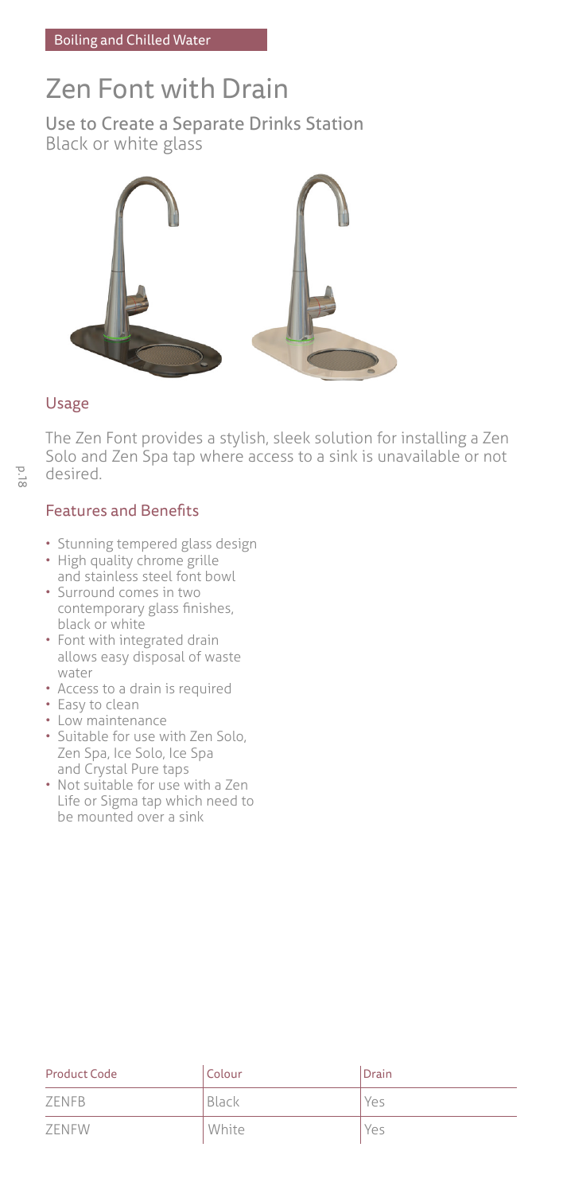Boiling and Chilled Water

# Zen Font with Drain

## Use to Create a Separate Drinks Station

Black or white glass

### Usage

The Zen Font provides a stylish, sleek solution for installing a Zen Solo and Zen Spa tap where access to a sink is unavailable or not desired.

### Features and Benefits

- Stunning tempered glass design
- High quality chrome grille and stainless steel font bowl
- Surround comes in two contemporary glass finishes, black or white
- Font with integrated drain allows easy disposal of waste water
- Access to a drain is required
- Easy to clean
- Low maintenance
- Suitable for use with Zen Solo, Zen Spa, Ice Solo, Ice Spa and Crystal Pure taps
- Not suitable for use with a Zen Life or Sigma tap which need to be mounted over a sink

| Product Code | Colour | Drain |
|---|---|---|
| ZENFB | Black | Yes |
| ZENFW | White | Yes |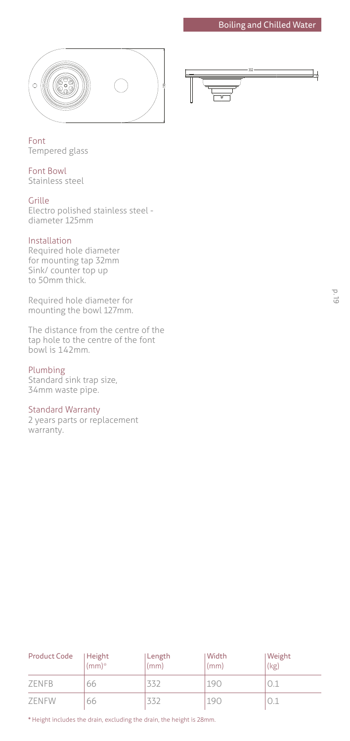Font
Tempered glass

Font Bowl
Stainless steel

Grille
Electro polished stainless steel - diameter 125mm

Installation
Required hole diameter for mounting tap 32mm
Sink/ counter top up to 50mm thick.

Required hole diameter for mounting the bowl 127mm.

The distance from the centre of the tap hole to the centre of the font bowl is 142mm.

Plumbing
Standard sink trap size, 34mm waste pipe.

Standard Warranty
2 years parts or replacement warranty.

| Product Code | Height (mm)* | Length (mm) | Width (mm) | Weight (kg) |
|---|---|---|---|---|
| ZENFB | 66 | 332 | 190 | 0.1 |
| ZENFW | 66 | 332 | 190 | 0.1 |

* Height includes the drain, excluding the drain, the height is 28mm.